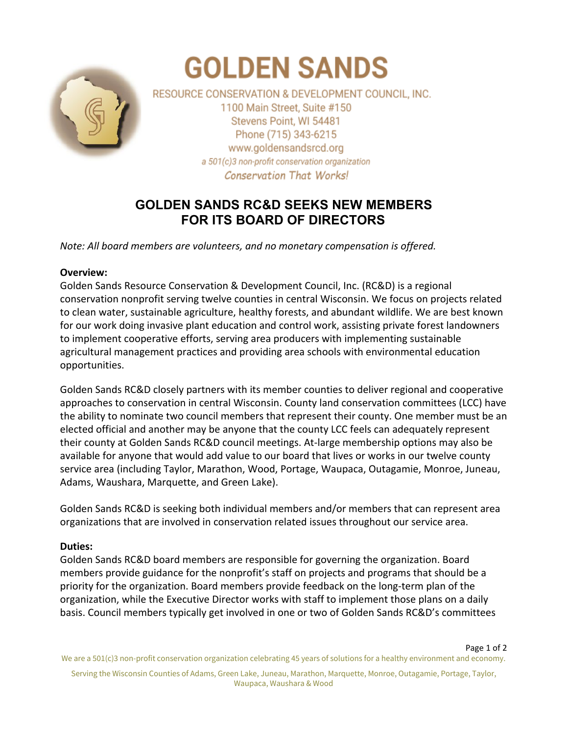# GOLDEN SANDS

RESOURCE CONSERVATION & DEVELOPMENT COUNCIL, INC.
1100 Main Street, Suite #150
Stevens Point, WI 54481
Phone (715) 343-6215
www.goldensandsrcd.org
*a 501(c)3 non-profit conservation organization*
*Conservation That Works!*

## GOLDEN SANDS RC&D SEEKS NEW MEMBERS FOR ITS BOARD OF DIRECTORS

*Note: All board members are volunteers, and no monetary compensation is offered.*

**Overview:**
Golden Sands Resource Conservation & Development Council, Inc. (RC&D) is a regional conservation nonprofit serving twelve counties in central Wisconsin. We focus on projects related to clean water, sustainable agriculture, healthy forests, and abundant wildlife. We are best known for our work doing invasive plant education and control work, assisting private forest landowners to implement cooperative efforts, serving area producers with implementing sustainable agricultural management practices and providing area schools with environmental education opportunities.

Golden Sands RC&D closely partners with its member counties to deliver regional and cooperative approaches to conservation in central Wisconsin. County land conservation committees (LCC) have the ability to nominate two council members that represent their county. One member must be an elected official and another may be anyone that the county LCC feels can adequately represent their county at Golden Sands RC&D council meetings. At-large membership options may also be available for anyone that would add value to our board that lives or works in our twelve county service area (including Taylor, Marathon, Wood, Portage, Waupaca, Outagamie, Monroe, Juneau, Adams, Waushara, Marquette, and Green Lake).

Golden Sands RC&D is seeking both individual members and/or members that can represent area organizations that are involved in conservation related issues throughout our service area.

**Duties:**
Golden Sands RC&D board members are responsible for governing the organization. Board members provide guidance for the nonprofit's staff on projects and programs that should be a priority for the organization. Board members provide feedback on the long-term plan of the organization, while the Executive Director works with staff to implement those plans on a daily basis. Council members typically get involved in one or two of Golden Sands RC&D's committees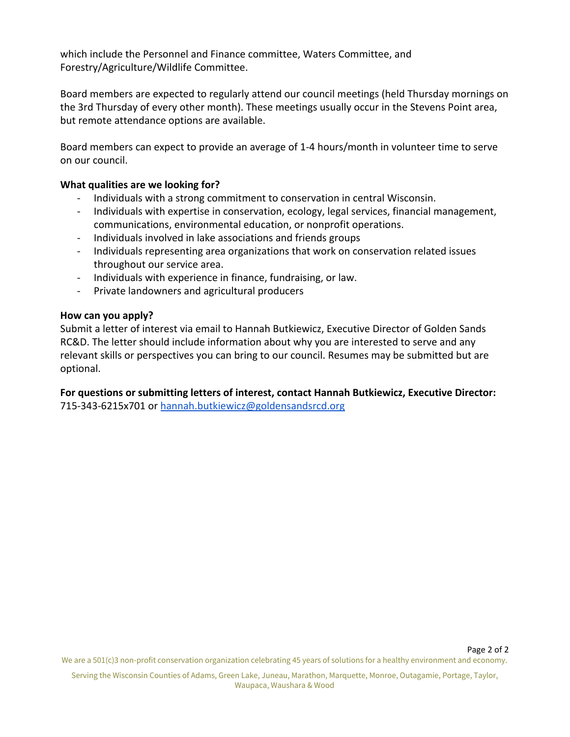which include the Personnel and Finance committee, Waters Committee, and Forestry/Agriculture/Wildlife Committee.

Board members are expected to regularly attend our council meetings (held Thursday mornings on the 3rd Thursday of every other month). These meetings usually occur in the Stevens Point area, but remote attendance options are available.

Board members can expect to provide an average of 1-4 hours/month in volunteer time to serve on our council.

**What qualities are we looking for?**

- Individuals with a strong commitment to conservation in central Wisconsin.
- Individuals with expertise in conservation, ecology, legal services, financial management, communications, environmental education, or nonprofit operations.
- Individuals involved in lake associations and friends groups
- Individuals representing area organizations that work on conservation related issues throughout our service area.
- Individuals with experience in finance, fundraising, or law.
- Private landowners and agricultural producers

**How can you apply?**

Submit a letter of interest via email to Hannah Butkiewicz, Executive Director of Golden Sands RC&D. The letter should include information about why you are interested to serve and any relevant skills or perspectives you can bring to our council. Resumes may be submitted but are optional.

**For questions or submitting letters of interest, contact Hannah Butkiewicz, Executive Director:** 715-343-6215x701 or hannah.butkiewicz@goldensandsrcd.org

We are a 501(c)3 non-profit conservation organization celebrating 45 years of solutions for a healthy environment and economy.

Serving the Wisconsin Counties of Adams, Green Lake, Juneau, Marathon, Marquette, Monroe, Outagamie, Portage, Taylor, Waupaca, Waushara & Wood